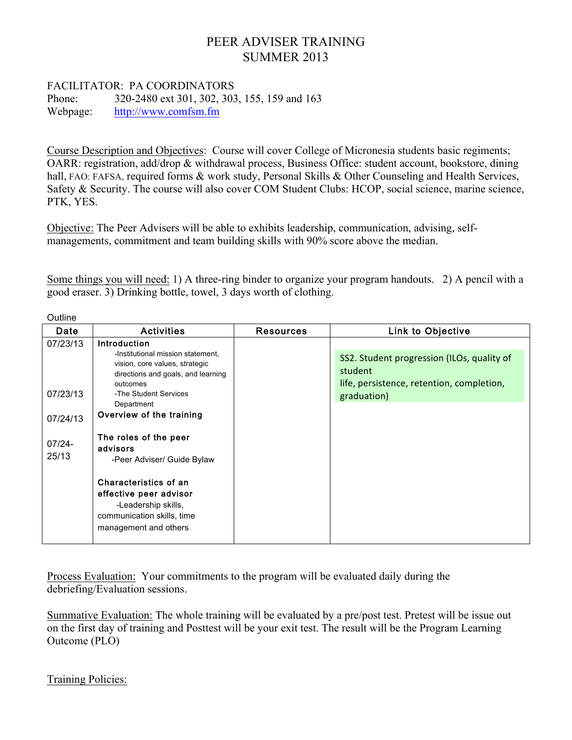# PEER ADVISER TRAINING
# SUMMER 2013

FACILITATOR: PA COORDINATORS
Phone: 320-2480 ext 301, 302, 303, 155, 159 and 163
Webpage: http://www.comfsm.fm

Course Description and Objectives: Course will cover College of Micronesia students basic regiments; OARR: registration, add/drop & withdrawal process, Business Office: student account, bookstore, dining hall, FAO: FAFSA, required forms & work study, Personal Skills & Other Counseling and Health Services, Safety & Security. The course will also cover COM Student Clubs: HCOP, social science, marine science, PTK, YES.

Objective: The Peer Advisers will be able to exhibits leadership, communication, advising, self-managements, commitment and team building skills with 90% score above the median.

Some things you will need: 1) A three-ring binder to organize your program handouts. 2) A pencil with a good eraser. 3) Drinking bottle, towel, 3 days worth of clothing.

Outline

| Date | Activities | Resources | Link to Objective |
|---|---|---|---|
| 07/23/13 | **Introduction**<br>-Institutional mission statement, vision, core values, strategic directions and goals, and learning outcomes | | SS2. Student progression (ILOs, quality of student life, persistence, retention, completion, graduation) |
| 07/23/13 | -The Student Services Department | | |
| 07/24/13 | **Overview of the training** | | |
| 07/24-25/13 | **The roles of the peer advisors**<br>-Peer Adviser/ Guide Bylaw<br><br>**Characteristics of an effective peer advisor**<br>-Leadership skills, communication skills, time management and others | | |

Process Evaluation: Your commitments to the program will be evaluated daily during the debriefing/Evaluation sessions.

Summative Evaluation: The whole training will be evaluated by a pre/post test. Pretest will be issue out on the first day of training and Posttest will be your exit test. The result will be the Program Learning Outcome (PLO)

Training Policies: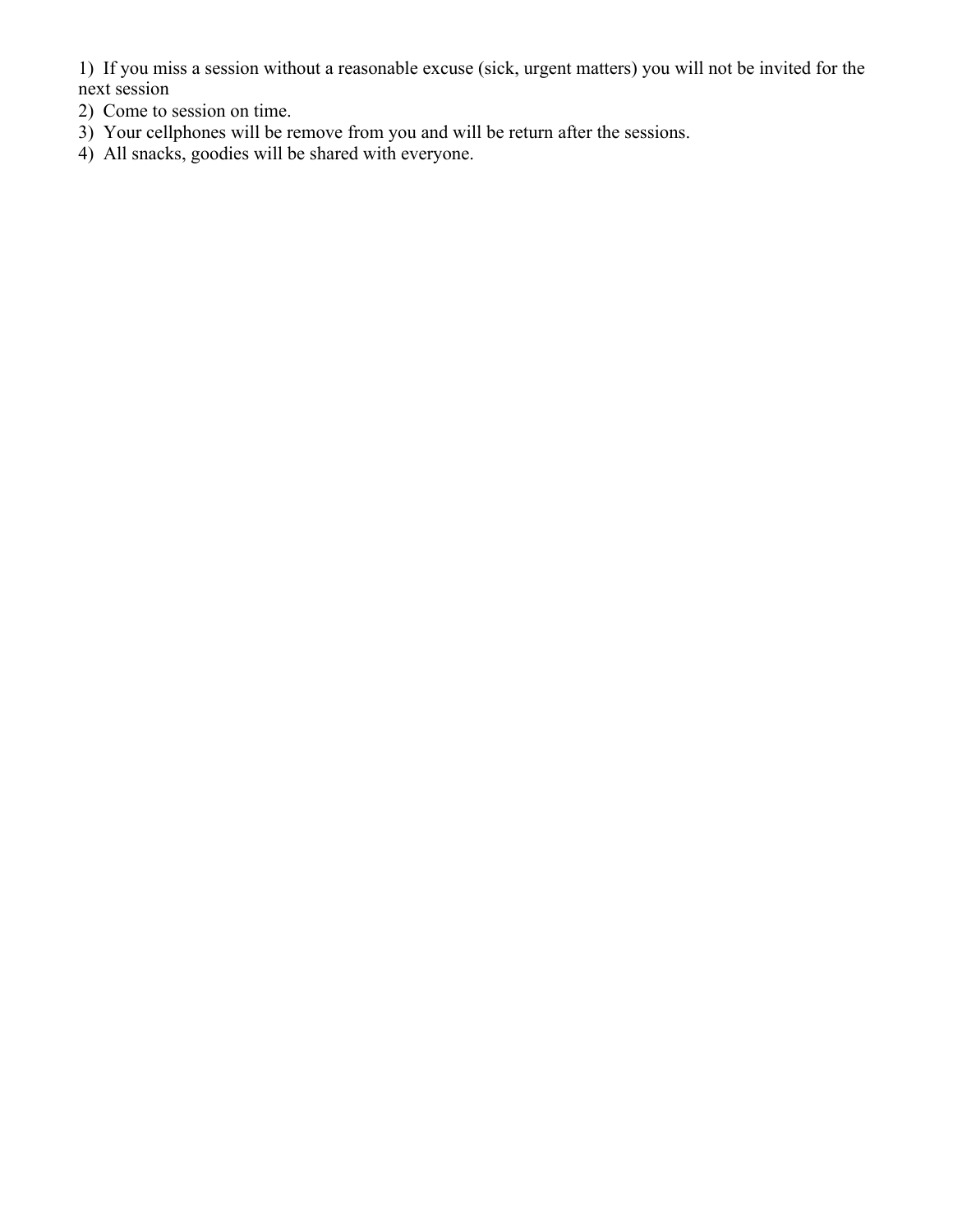1) If you miss a session without a reasonable excuse (sick, urgent matters) you will not be invited for the next session
2) Come to session on time.
3) Your cellphones will be remove from you and will be return after the sessions.
4) All snacks, goodies will be shared with everyone.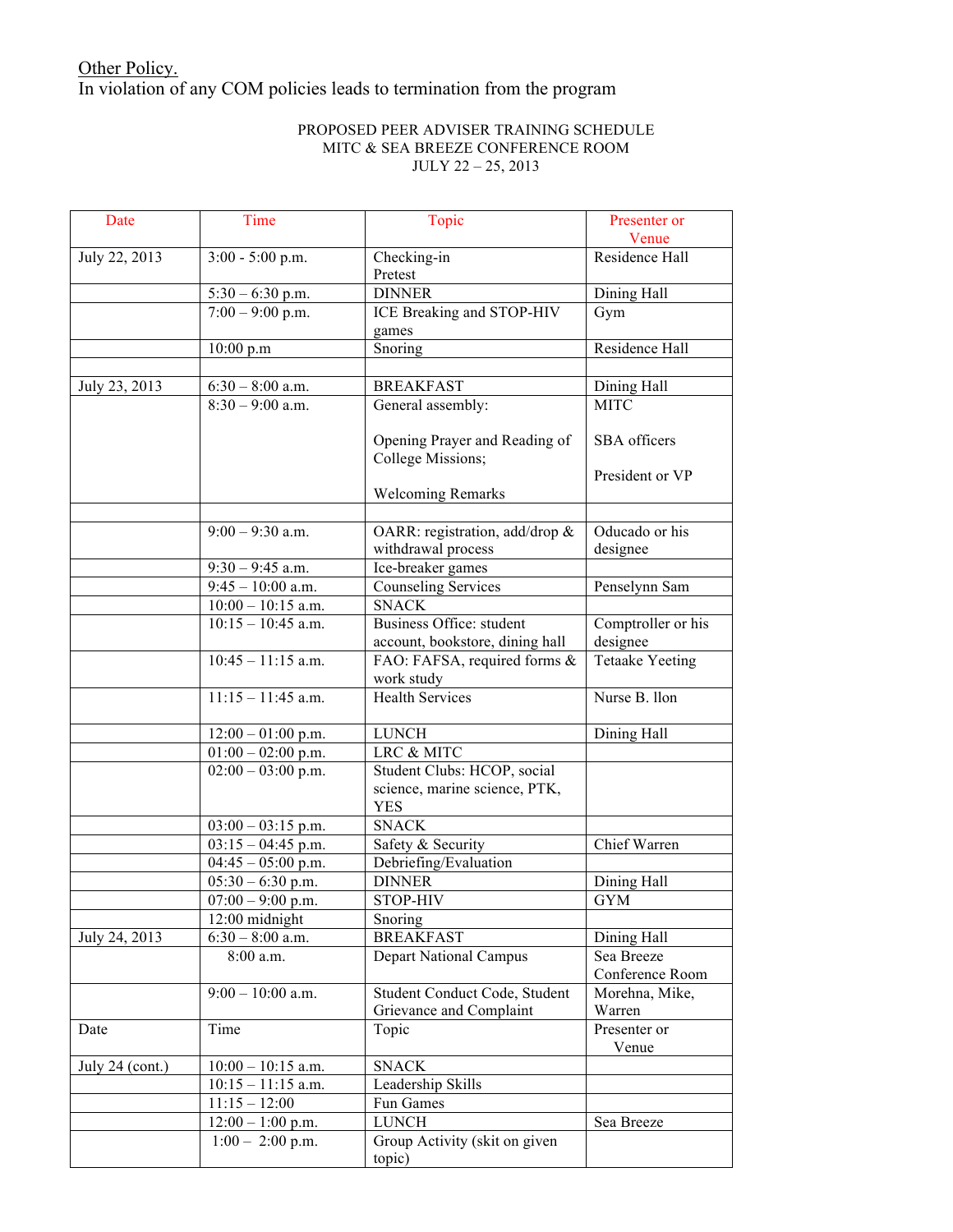Other Policy.
In violation of any COM policies leads to termination from the program

PROPOSED PEER ADVISER TRAINING SCHEDULE
MITC & SEA BREEZE CONFERENCE ROOM
JULY 22 – 25, 2013

| Date | Time | Topic | Presenter or Venue |
|---|---|---|---|
| July 22, 2013 | 3:00 - 5:00 p.m. | Checking-in<br>Pretest | Residence Hall |
| | 5:30 – 6:30 p.m. | DINNER | Dining Hall |
| | 7:00 – 9:00 p.m. | ICE Breaking and STOP-HIV games | Gym |
| | 10:00 p.m | Snoring | Residence Hall |
| | | | |
| July 23, 2013 | 6:30 – 8:00 a.m. | BREAKFAST | Dining Hall |
| | 8:30 – 9:00 a.m. | General assembly:<br><br>Opening Prayer and Reading of College Missions;<br><br>Welcoming Remarks | MITC<br><br>SBA officers<br><br>President or VP |
| | | | |
| | 9:00 – 9:30 a.m. | OARR: registration, add/drop & withdrawal process | Oducado or his designee |
| | 9:30 – 9:45 a.m. | Ice-breaker games | |
| | 9:45 – 10:00 a.m. | Counseling Services | Penselynn Sam |
| | 10:00 – 10:15 a.m. | SNACK | |
| | 10:15 – 10:45 a.m. | Business Office: student account, bookstore, dining hall | Comptroller or his designee |
| | 10:45 – 11:15 a.m. | FAO: FAFSA, required forms & work study | Tetaake Yeeting |
| | 11:15 – 11:45 a.m. | Health Services | Nurse B. llon |
| | 12:00 – 01:00 p.m. | LUNCH | Dining Hall |
| | 01:00 – 02:00 p.m. | LRC & MITC | |
| | 02:00 – 03:00 p.m. | Student Clubs: HCOP, social science, marine science, PTK, YES | |
| | 03:00 – 03:15 p.m. | SNACK | |
| | 03:15 – 04:45 p.m. | Safety & Security | Chief Warren |
| | 04:45 – 05:00 p.m. | Debriefing/Evaluation | |
| | 05:30 – 6:30 p.m. | DINNER | Dining Hall |
| | 07:00 – 9:00 p.m. | STOP-HIV | GYM |
| | 12:00 midnight | Snoring | |
| July 24, 2013 | 6:30 – 8:00 a.m. | BREAKFAST | Dining Hall |
| | 8:00 a.m. | Depart National Campus | Sea Breeze Conference Room |
| | 9:00 – 10:00 a.m. | Student Conduct Code, Student Grievance and Complaint | Morehna, Mike, Warren |
| Date | Time | Topic | Presenter or Venue |
| July 24 (cont.) | 10:00 – 10:15 a.m. | SNACK | |
| | 10:15 – 11:15 a.m. | Leadership Skills | |
| | 11:15 – 12:00 | Fun Games | |
| | 12:00 – 1:00 p.m. | LUNCH | Sea Breeze |
| | 1:00 – 2:00 p.m. | Group Activity (skit on given topic) | |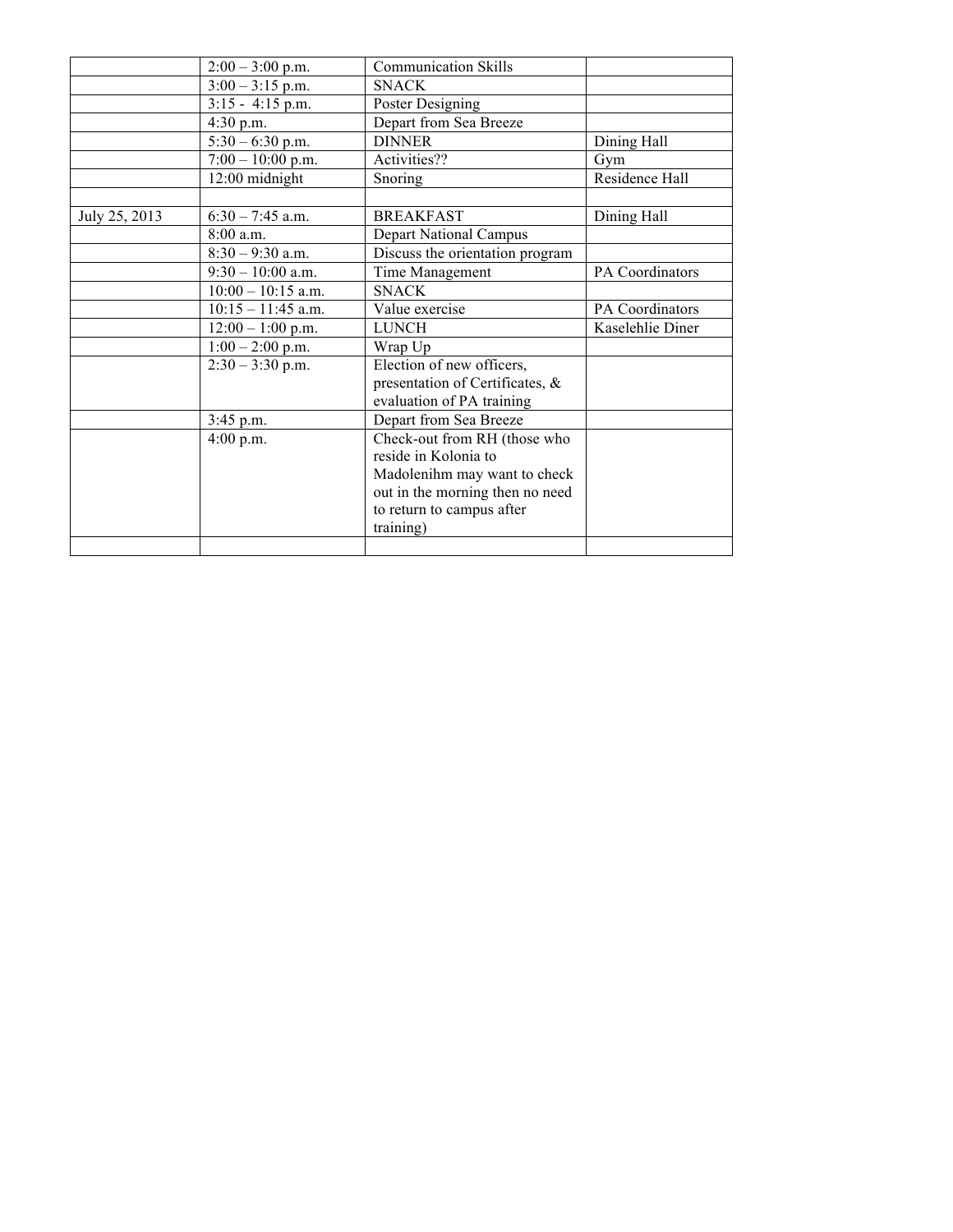| | | | |
|---|---|---|---|
| | 2:00 – 3:00 p.m. | Communication Skills | |
| | 3:00 – 3:15 p.m. | SNACK | |
| | 3:15 - 4:15 p.m. | Poster Designing | |
| | 4:30 p.m. | Depart from Sea Breeze | |
| | 5:30 – 6:30 p.m. | DINNER | Dining Hall |
| | 7:00 – 10:00 p.m. | Activities?? | Gym |
| | 12:00 midnight | Snoring | Residence Hall |
| | | | |
| July 25, 2013 | 6:30 – 7:45 a.m. | BREAKFAST | Dining Hall |
| | 8:00 a.m. | Depart National Campus | |
| | 8:30 – 9:30 a.m. | Discuss the orientation program | |
| | 9:30 – 10:00 a.m. | Time Management | PA Coordinators |
| | 10:00 – 10:15 a.m. | SNACK | |
| | 10:15 – 11:45 a.m. | Value exercise | PA Coordinators |
| | 12:00 – 1:00 p.m. | LUNCH | Kaselehlie Diner |
| | 1:00 – 2:00 p.m. | Wrap Up | |
| | 2:30 – 3:30 p.m. | Election of new officers, presentation of Certificates, & evaluation of PA training | |
| | 3:45 p.m. | Depart from Sea Breeze | |
| | 4:00 p.m. | Check-out from RH (those who reside in Kolonia to Madolenihm may want to check out in the morning then no need to return to campus after training) | |
| | | | |